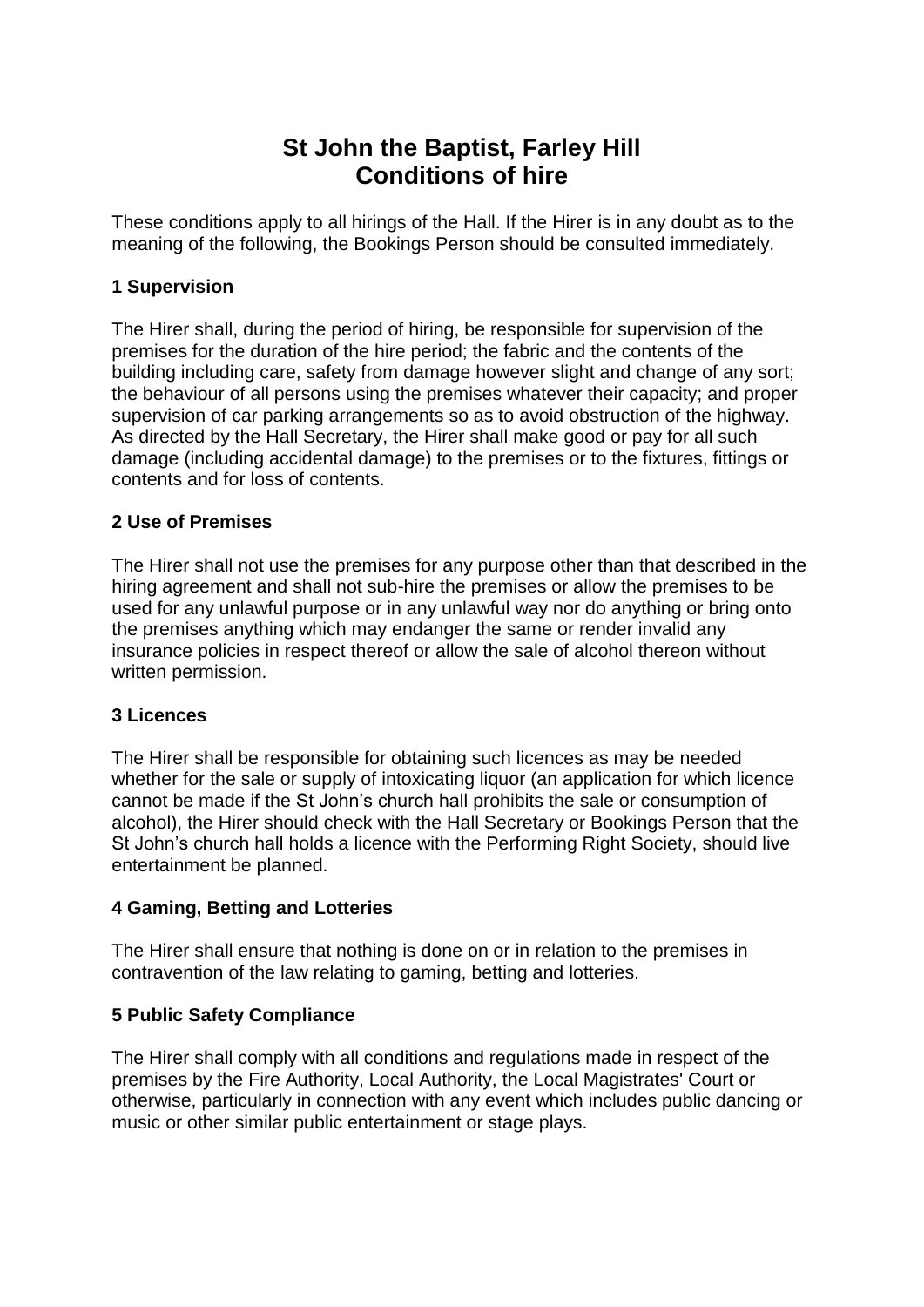# St John the Baptist, Farley Hill
# Conditions of hire

These conditions apply to all hirings of the Hall. If the Hirer is in any doubt as to the meaning of the following, the Bookings Person should be consulted immediately.

### 1 Supervision

The Hirer shall, during the period of hiring, be responsible for supervision of the premises for the duration of the hire period; the fabric and the contents of the building including care, safety from damage however slight and change of any sort; the behaviour of all persons using the premises whatever their capacity; and proper supervision of car parking arrangements so as to avoid obstruction of the highway. As directed by the Hall Secretary, the Hirer shall make good or pay for all such damage (including accidental damage) to the premises or to the fixtures, fittings or contents and for loss of contents.

### 2 Use of Premises

The Hirer shall not use the premises for any purpose other than that described in the hiring agreement and shall not sub-hire the premises or allow the premises to be used for any unlawful purpose or in any unlawful way nor do anything or bring onto the premises anything which may endanger the same or render invalid any insurance policies in respect thereof or allow the sale of alcohol thereon without written permission.

### 3 Licences

The Hirer shall be responsible for obtaining such licences as may be needed whether for the sale or supply of intoxicating liquor (an application for which licence cannot be made if the St John's church hall prohibits the sale or consumption of alcohol), the Hirer should check with the Hall Secretary or Bookings Person that the St John's church hall holds a licence with the Performing Right Society, should live entertainment be planned.

### 4 Gaming, Betting and Lotteries

The Hirer shall ensure that nothing is done on or in relation to the premises in contravention of the law relating to gaming, betting and lotteries.

### 5 Public Safety Compliance

The Hirer shall comply with all conditions and regulations made in respect of the premises by the Fire Authority, Local Authority, the Local Magistrates' Court or otherwise, particularly in connection with any event which includes public dancing or music or other similar public entertainment or stage plays.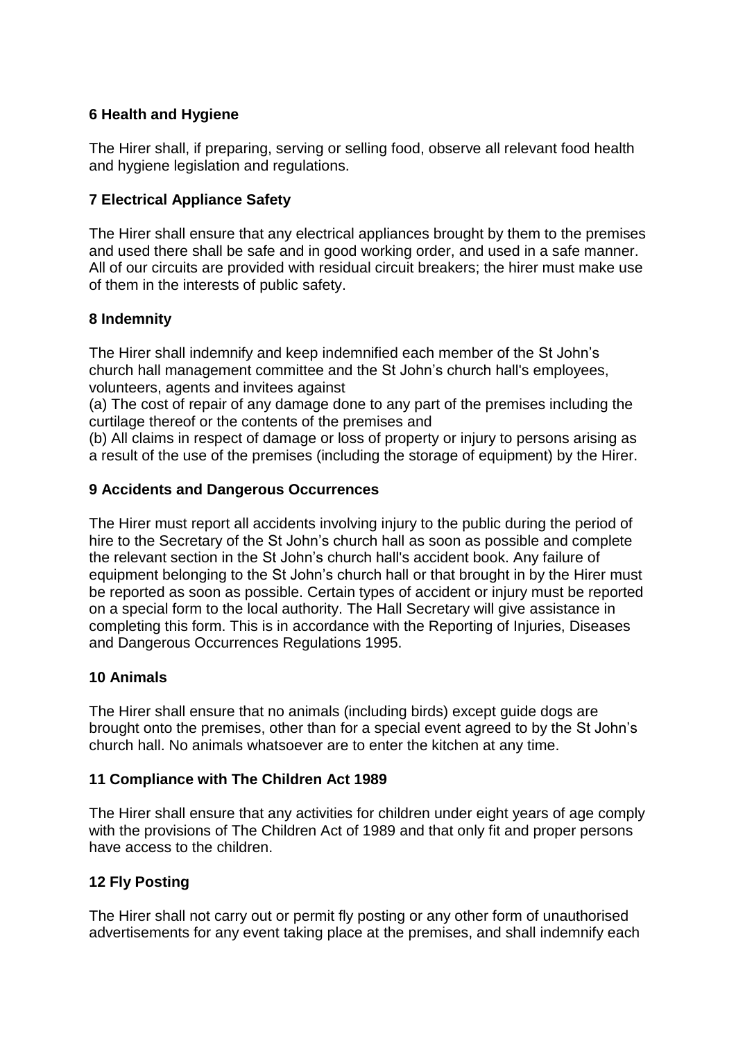**6 Health and Hygiene**

The Hirer shall, if preparing, serving or selling food, observe all relevant food health and hygiene legislation and regulations.

**7 Electrical Appliance Safety**

The Hirer shall ensure that any electrical appliances brought by them to the premises and used there shall be safe and in good working order, and used in a safe manner. All of our circuits are provided with residual circuit breakers; the hirer must make use of them in the interests of public safety.

**8 Indemnity**

The Hirer shall indemnify and keep indemnified each member of the St John's church hall management committee and the St John's church hall's employees, volunteers, agents and invitees against
(a) The cost of repair of any damage done to any part of the premises including the curtilage thereof or the contents of the premises and
(b) All claims in respect of damage or loss of property or injury to persons arising as a result of the use of the premises (including the storage of equipment) by the Hirer.

**9 Accidents and Dangerous Occurrences**

The Hirer must report all accidents involving injury to the public during the period of hire to the Secretary of the St John's church hall as soon as possible and complete the relevant section in the St John's church hall's accident book. Any failure of equipment belonging to the St John's church hall or that brought in by the Hirer must be reported as soon as possible. Certain types of accident or injury must be reported on a special form to the local authority. The Hall Secretary will give assistance in completing this form. This is in accordance with the Reporting of Injuries, Diseases and Dangerous Occurrences Regulations 1995.

**10 Animals**

The Hirer shall ensure that no animals (including birds) except guide dogs are brought onto the premises, other than for a special event agreed to by the St John's church hall. No animals whatsoever are to enter the kitchen at any time.

**11 Compliance with The Children Act 1989**

The Hirer shall ensure that any activities for children under eight years of age comply with the provisions of The Children Act of 1989 and that only fit and proper persons have access to the children.

**12 Fly Posting**

The Hirer shall not carry out or permit fly posting or any other form of unauthorised advertisements for any event taking place at the premises, and shall indemnify each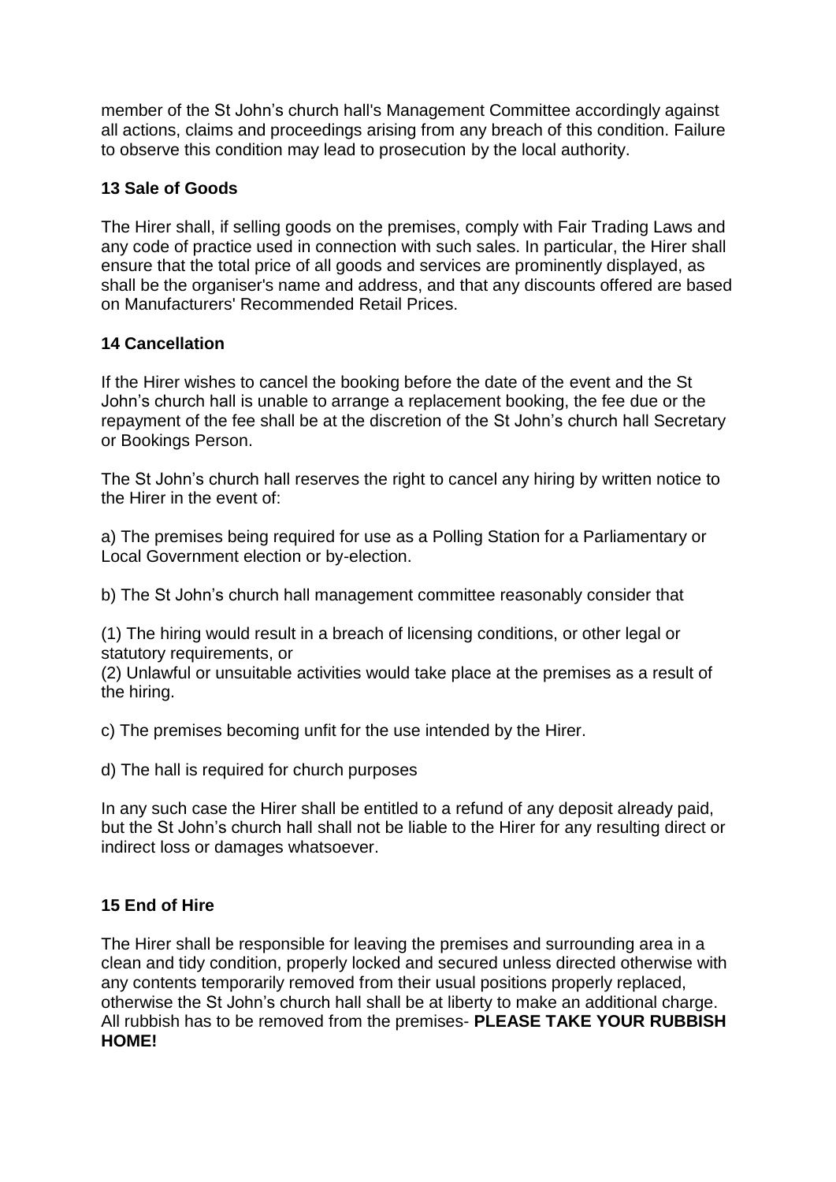member of the St John's church hall's Management Committee accordingly against all actions, claims and proceedings arising from any breach of this condition. Failure to observe this condition may lead to prosecution by the local authority.

### 13 Sale of Goods

The Hirer shall, if selling goods on the premises, comply with Fair Trading Laws and any code of practice used in connection with such sales. In particular, the Hirer shall ensure that the total price of all goods and services are prominently displayed, as shall be the organiser's name and address, and that any discounts offered are based on Manufacturers' Recommended Retail Prices.

### 14 Cancellation

If the Hirer wishes to cancel the booking before the date of the event and the St John's church hall is unable to arrange a replacement booking, the fee due or the repayment of the fee shall be at the discretion of the St John's church hall Secretary or Bookings Person.

The St John's church hall reserves the right to cancel any hiring by written notice to the Hirer in the event of:

a) The premises being required for use as a Polling Station for a Parliamentary or Local Government election or by-election.

b) The St John's church hall management committee reasonably consider that

(1) The hiring would result in a breach of licensing conditions, or other legal or statutory requirements, or
(2) Unlawful or unsuitable activities would take place at the premises as a result of the hiring.

c) The premises becoming unfit for the use intended by the Hirer.

d) The hall is required for church purposes

In any such case the Hirer shall be entitled to a refund of any deposit already paid, but the St John's church hall shall not be liable to the Hirer for any resulting direct or indirect loss or damages whatsoever.

### 15 End of Hire

The Hirer shall be responsible for leaving the premises and surrounding area in a clean and tidy condition, properly locked and secured unless directed otherwise with any contents temporarily removed from their usual positions properly replaced, otherwise the St John's church hall shall be at liberty to make an additional charge. All rubbish has to be removed from the premises- **PLEASE TAKE YOUR RUBBISH HOME!**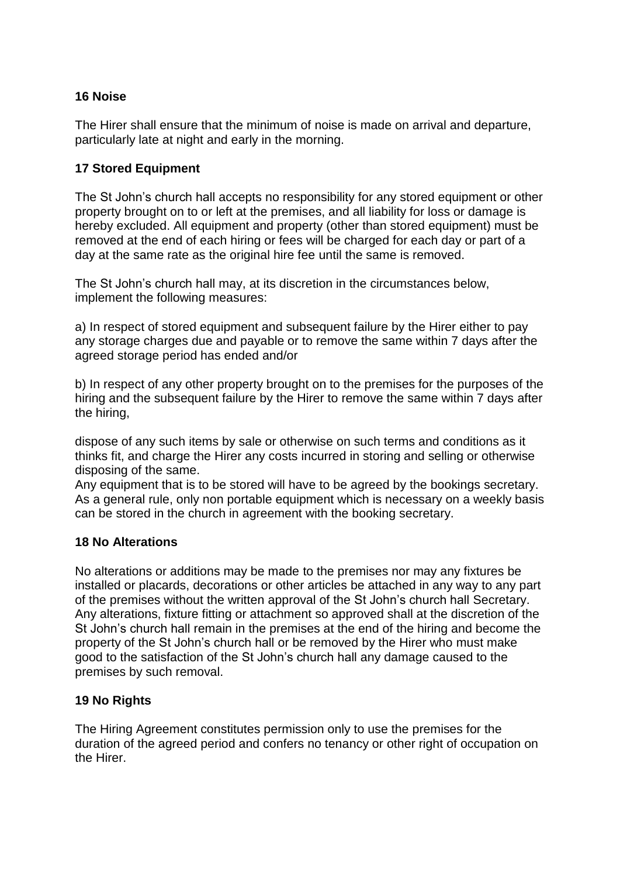### 16 Noise

The Hirer shall ensure that the minimum of noise is made on arrival and departure, particularly late at night and early in the morning.

### 17 Stored Equipment

The St John's church hall accepts no responsibility for any stored equipment or other property brought on to or left at the premises, and all liability for loss or damage is hereby excluded. All equipment and property (other than stored equipment) must be removed at the end of each hiring or fees will be charged for each day or part of a day at the same rate as the original hire fee until the same is removed.

The St John's church hall may, at its discretion in the circumstances below, implement the following measures:

a) In respect of stored equipment and subsequent failure by the Hirer either to pay any storage charges due and payable or to remove the same within 7 days after the agreed storage period has ended and/or

b) In respect of any other property brought on to the premises for the purposes of the hiring and the subsequent failure by the Hirer to remove the same within 7 days after the hiring,

dispose of any such items by sale or otherwise on such terms and conditions as it thinks fit, and charge the Hirer any costs incurred in storing and selling or otherwise disposing of the same.
Any equipment that is to be stored will have to be agreed by the bookings secretary. As a general rule, only non portable equipment which is necessary on a weekly basis can be stored in the church in agreement with the booking secretary.

### 18 No Alterations

No alterations or additions may be made to the premises nor may any fixtures be installed or placards, decorations or other articles be attached in any way to any part of the premises without the written approval of the St John's church hall Secretary. Any alterations, fixture fitting or attachment so approved shall at the discretion of the St John's church hall remain in the premises at the end of the hiring and become the property of the St John's church hall or be removed by the Hirer who must make good to the satisfaction of the St John's church hall any damage caused to the premises by such removal.

### 19 No Rights

The Hiring Agreement constitutes permission only to use the premises for the duration of the agreed period and confers no tenancy or other right of occupation on the Hirer.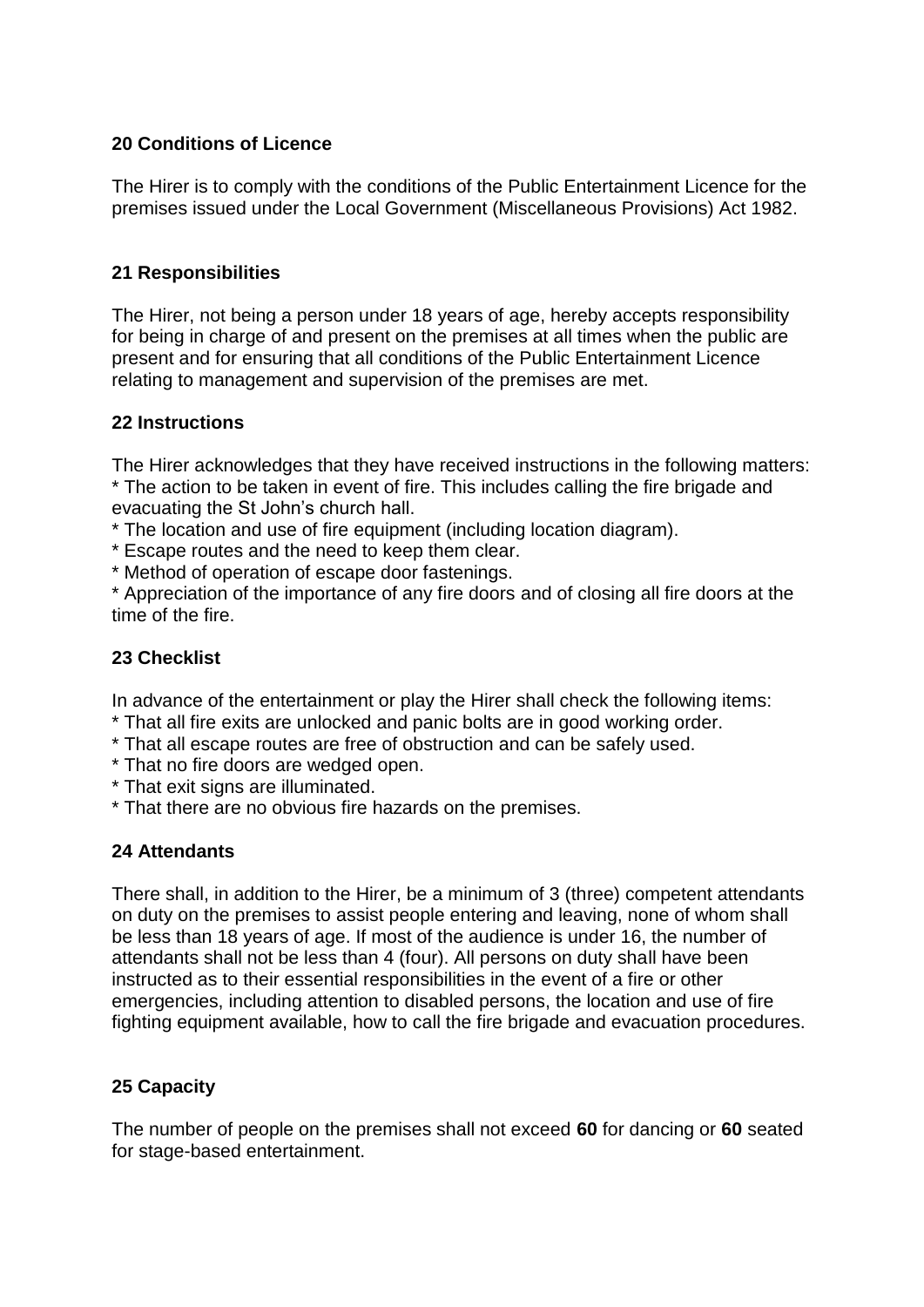### 20 Conditions of Licence

The Hirer is to comply with the conditions of the Public Entertainment Licence for the premises issued under the Local Government (Miscellaneous Provisions) Act 1982.

### 21 Responsibilities

The Hirer, not being a person under 18 years of age, hereby accepts responsibility for being in charge of and present on the premises at all times when the public are present and for ensuring that all conditions of the Public Entertainment Licence relating to management and supervision of the premises are met.

### 22 Instructions

The Hirer acknowledges that they have received instructions in the following matters:
* The action to be taken in event of fire. This includes calling the fire brigade and evacuating the St John's church hall.
* The location and use of fire equipment (including location diagram).
* Escape routes and the need to keep them clear.
* Method of operation of escape door fastenings.
* Appreciation of the importance of any fire doors and of closing all fire doors at the time of the fire.

### 23 Checklist

In advance of the entertainment or play the Hirer shall check the following items:
* That all fire exits are unlocked and panic bolts are in good working order.
* That all escape routes are free of obstruction and can be safely used.
* That no fire doors are wedged open.
* That exit signs are illuminated.
* That there are no obvious fire hazards on the premises.

### 24 Attendants

There shall, in addition to the Hirer, be a minimum of 3 (three) competent attendants on duty on the premises to assist people entering and leaving, none of whom shall be less than 18 years of age. If most of the audience is under 16, the number of attendants shall not be less than 4 (four). All persons on duty shall have been instructed as to their essential responsibilities in the event of a fire or other emergencies, including attention to disabled persons, the location and use of fire fighting equipment available, how to call the fire brigade and evacuation procedures.

### 25 Capacity

The number of people on the premises shall not exceed **60** for dancing or **60** seated for stage-based entertainment.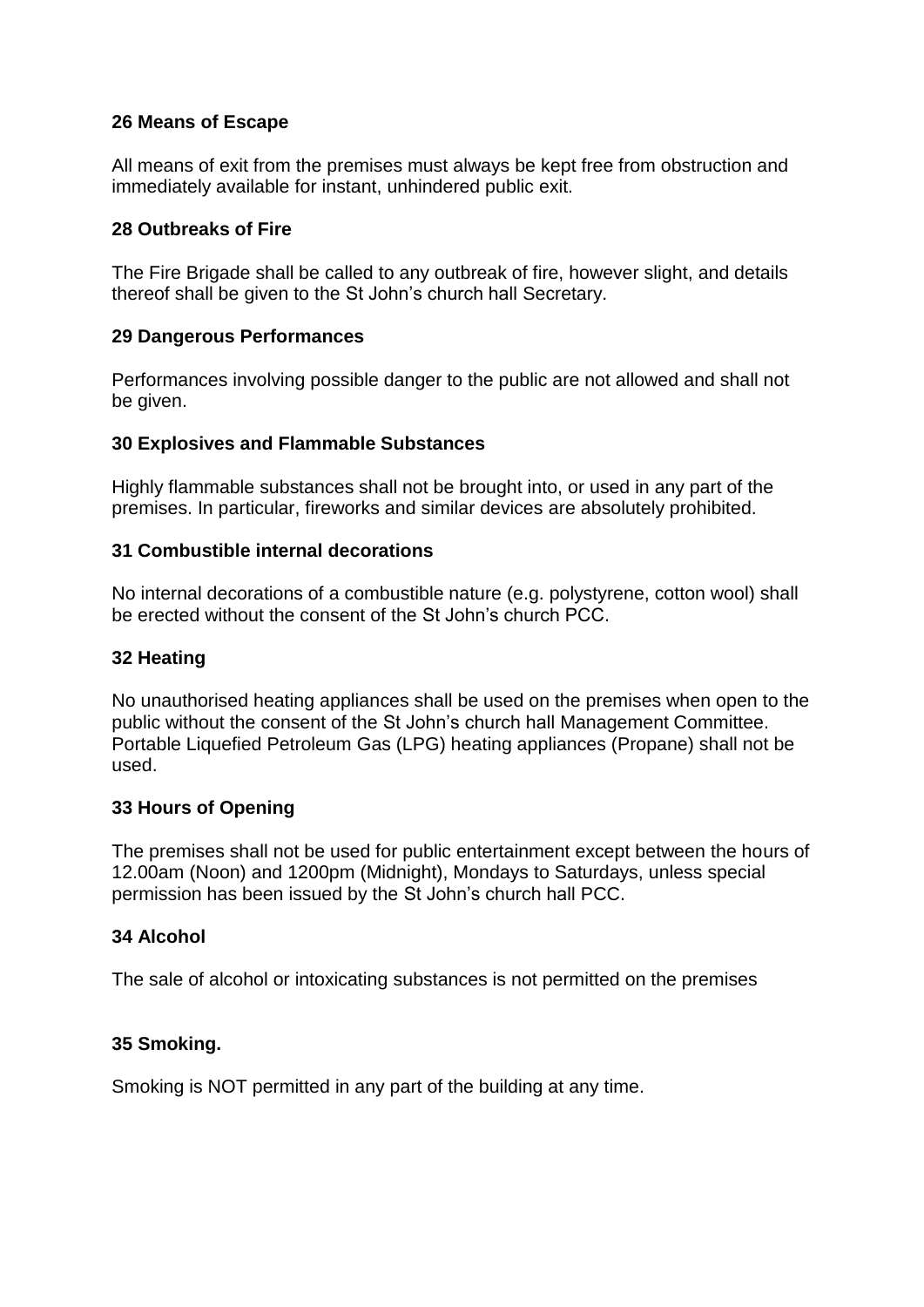### 26 Means of Escape

All means of exit from the premises must always be kept free from obstruction and immediately available for instant, unhindered public exit.

### 28 Outbreaks of Fire

The Fire Brigade shall be called to any outbreak of fire, however slight, and details thereof shall be given to the St John's church hall Secretary.

### 29 Dangerous Performances

Performances involving possible danger to the public are not allowed and shall not be given.

### 30 Explosives and Flammable Substances

Highly flammable substances shall not be brought into, or used in any part of the premises. In particular, fireworks and similar devices are absolutely prohibited.

### 31 Combustible internal decorations

No internal decorations of a combustible nature (e.g. polystyrene, cotton wool) shall be erected without the consent of the St John's church PCC.

### 32 Heating

No unauthorised heating appliances shall be used on the premises when open to the public without the consent of the St John's church hall Management Committee. Portable Liquefied Petroleum Gas (LPG) heating appliances (Propane) shall not be used.

### 33 Hours of Opening

The premises shall not be used for public entertainment except between the hours of 12.00am (Noon) and 1200pm (Midnight), Mondays to Saturdays, unless special permission has been issued by the St John's church hall PCC.

### 34 Alcohol

The sale of alcohol or intoxicating substances is not permitted on the premises

### 35 Smoking.

Smoking is NOT permitted in any part of the building at any time.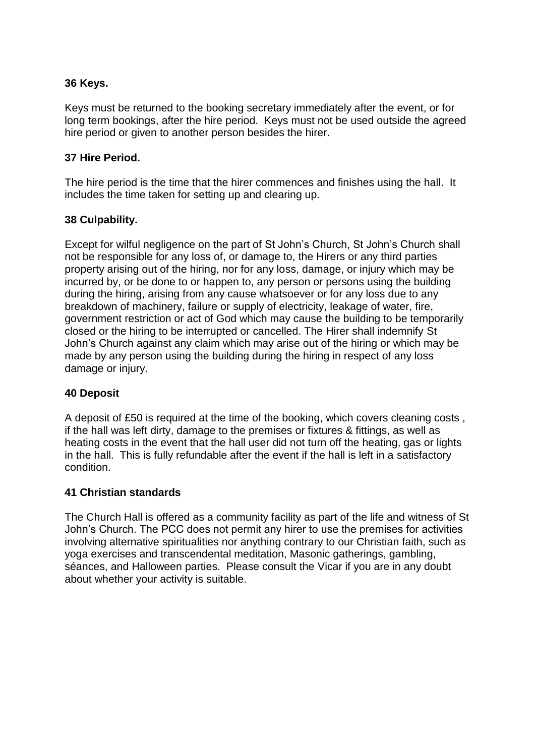**36 Keys.**

Keys must be returned to the booking secretary immediately after the event, or for long term bookings, after the hire period. Keys must not be used outside the agreed hire period or given to another person besides the hirer.

**37 Hire Period.**

The hire period is the time that the hirer commences and finishes using the hall. It includes the time taken for setting up and clearing up.

**38 Culpability.**

Except for wilful negligence on the part of St John's Church, St John's Church shall not be responsible for any loss of, or damage to, the Hirers or any third parties property arising out of the hiring, nor for any loss, damage, or injury which may be incurred by, or be done to or happen to, any person or persons using the building during the hiring, arising from any cause whatsoever or for any loss due to any breakdown of machinery, failure or supply of electricity, leakage of water, fire, government restriction or act of God which may cause the building to be temporarily closed or the hiring to be interrupted or cancelled. The Hirer shall indemnify St John's Church against any claim which may arise out of the hiring or which may be made by any person using the building during the hiring in respect of any loss damage or injury.

**40 Deposit**

A deposit of £50 is required at the time of the booking, which covers cleaning costs , if the hall was left dirty, damage to the premises or fixtures & fittings, as well as heating costs in the event that the hall user did not turn off the heating, gas or lights in the hall. This is fully refundable after the event if the hall is left in a satisfactory condition.

**41 Christian standards**

The Church Hall is offered as a community facility as part of the life and witness of St John's Church. The PCC does not permit any hirer to use the premises for activities involving alternative spiritualities nor anything contrary to our Christian faith, such as yoga exercises and transcendental meditation, Masonic gatherings, gambling, séances, and Halloween parties. Please consult the Vicar if you are in any doubt about whether your activity is suitable.